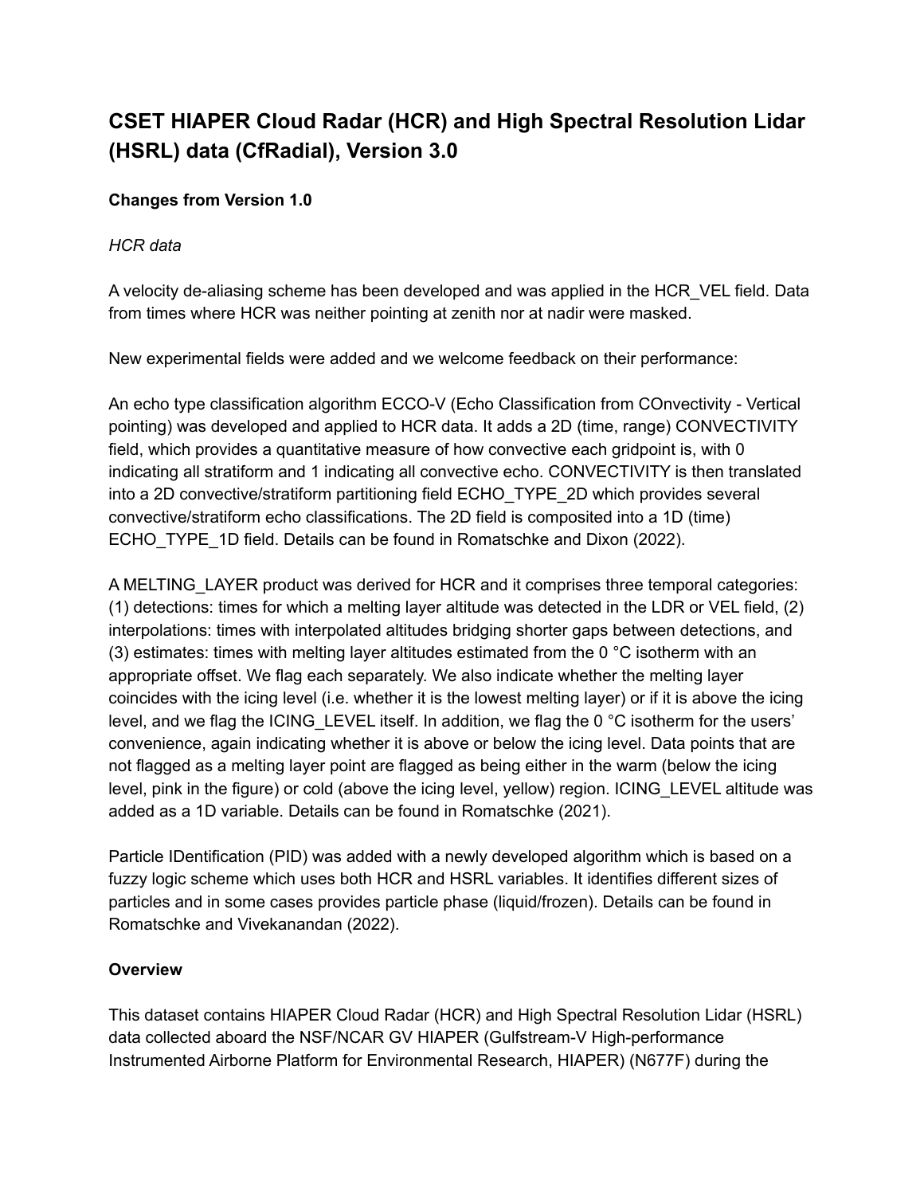# CSET HIAPER Cloud Radar (HCR) and High Spectral Resolution Lidar (HSRL) data (CfRadial), Version 3.0

**Changes from Version 1.0**

*HCR data*

A velocity de-aliasing scheme has been developed and was applied in the HCR_VEL field. Data from times where HCR was neither pointing at zenith nor at nadir were masked.

New experimental fields were added and we welcome feedback on their performance:

An echo type classification algorithm ECCO-V (Echo Classification from COnvectivity - Vertical pointing) was developed and applied to HCR data. It adds a 2D (time, range) CONVECTIVITY field, which provides a quantitative measure of how convective each gridpoint is, with 0 indicating all stratiform and 1 indicating all convective echo. CONVECTIVITY is then translated into a 2D convective/stratiform partitioning field ECHO_TYPE_2D which provides several convective/stratiform echo classifications. The 2D field is composited into a 1D (time) ECHO_TYPE_1D field. Details can be found in Romatschke and Dixon (2022).

A MELTING_LAYER product was derived for HCR and it comprises three temporal categories: (1) detections: times for which a melting layer altitude was detected in the LDR or VEL field, (2) interpolations: times with interpolated altitudes bridging shorter gaps between detections, and (3) estimates: times with melting layer altitudes estimated from the 0 °C isotherm with an appropriate offset. We flag each separately. We also indicate whether the melting layer coincides with the icing level (i.e. whether it is the lowest melting layer) or if it is above the icing level, and we flag the ICING_LEVEL itself. In addition, we flag the 0 °C isotherm for the users' convenience, again indicating whether it is above or below the icing level. Data points that are not flagged as a melting layer point are flagged as being either in the warm (below the icing level, pink in the figure) or cold (above the icing level, yellow) region. ICING_LEVEL altitude was added as a 1D variable. Details can be found in Romatschke (2021).

Particle IDentification (PID) was added with a newly developed algorithm which is based on a fuzzy logic scheme which uses both HCR and HSRL variables. It identifies different sizes of particles and in some cases provides particle phase (liquid/frozen). Details can be found in Romatschke and Vivekanandan (2022).

**Overview**

This dataset contains HIAPER Cloud Radar (HCR) and High Spectral Resolution Lidar (HSRL) data collected aboard the NSF/NCAR GV HIAPER (Gulfstream-V High-performance Instrumented Airborne Platform for Environmental Research, HIAPER) (N677F) during the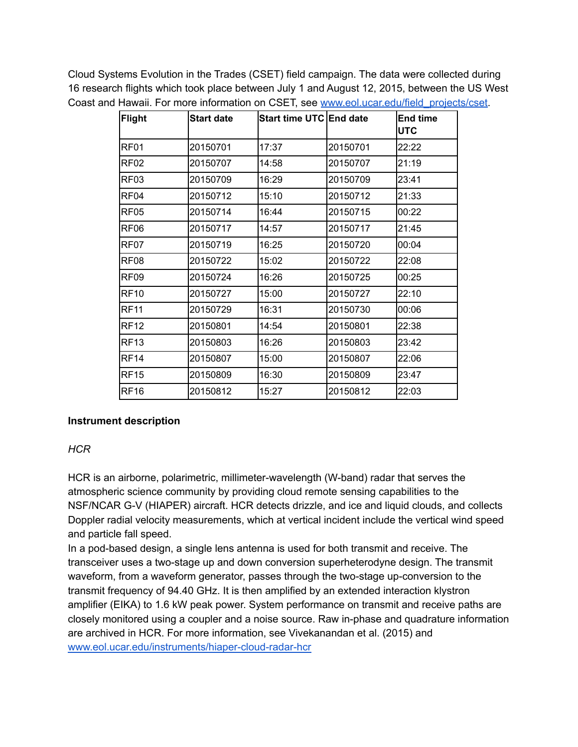Cloud Systems Evolution in the Trades (CSET) field campaign. The data were collected during 16 research flights which took place between July 1 and August 12, 2015, between the US West Coast and Hawaii. For more information on CSET, see [www.eol.ucar.edu/field_projects/cset](www.eol.ucar.edu/field_projects/cset).

| Flight | Start date | Start time UTC | End date | End time UTC |
| --- | --- | --- | --- | --- |
| RF01 | 20150701 | 17:37 | 20150701 | 22:22 |
| RF02 | 20150707 | 14:58 | 20150707 | 21:19 |
| RF03 | 20150709 | 16:29 | 20150709 | 23:41 |
| RF04 | 20150712 | 15:10 | 20150712 | 21:33 |
| RF05 | 20150714 | 16:44 | 20150715 | 00:22 |
| RF06 | 20150717 | 14:57 | 20150717 | 21:45 |
| RF07 | 20150719 | 16:25 | 20150720 | 00:04 |
| RF08 | 20150722 | 15:02 | 20150722 | 22:08 |
| RF09 | 20150724 | 16:26 | 20150725 | 00:25 |
| RF10 | 20150727 | 15:00 | 20150727 | 22:10 |
| RF11 | 20150729 | 16:31 | 20150730 | 00:06 |
| RF12 | 20150801 | 14:54 | 20150801 | 22:38 |
| RF13 | 20150803 | 16:26 | 20150803 | 23:42 |
| RF14 | 20150807 | 15:00 | 20150807 | 22:06 |
| RF15 | 20150809 | 16:30 | 20150809 | 23:47 |
| RF16 | 20150812 | 15:27 | 20150812 | 22:03 |

**Instrument description**

*HCR*

HCR is an airborne, polarimetric, millimeter-wavelength (W-band) radar that serves the atmospheric science community by providing cloud remote sensing capabilities to the NSF/NCAR G-V (HIAPER) aircraft. HCR detects drizzle, and ice and liquid clouds, and collects Doppler radial velocity measurements, which at vertical incident include the vertical wind speed and particle fall speed.

In a pod-based design, a single lens antenna is used for both transmit and receive. The transceiver uses a two-stage up and down conversion superheterodyne design. The transmit waveform, from a waveform generator, passes through the two-stage up-conversion to the transmit frequency of 94.40 GHz. It is then amplified by an extended interaction klystron amplifier (EIKA) to 1.6 kW peak power. System performance on transmit and receive paths are closely monitored using a coupler and a noise source. Raw in-phase and quadrature information are archived in HCR. For more information, see Vivekanandan et al. (2015) and [www.eol.ucar.edu/instruments/hiaper-cloud-radar-hcr](www.eol.ucar.edu/instruments/hiaper-cloud-radar-hcr)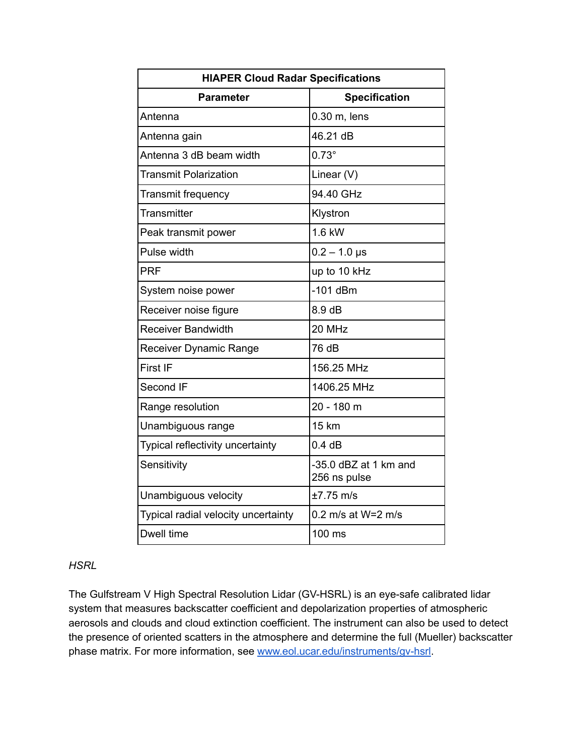| HIAPER Cloud Radar Specifications | |
|---|---|
| **Parameter** | **Specification** |
| Antenna | 0.30 m, lens |
| Antenna gain | 46.21 dB |
| Antenna 3 dB beam width | 0.73° |
| Transmit Polarization | Linear (V) |
| Transmit frequency | 94.40 GHz |
| Transmitter | Klystron |
| Peak transmit power | 1.6 kW |
| Pulse width | 0.2 – 1.0 μs |
| PRF | up to 10 kHz |
| System noise power | -101 dBm |
| Receiver noise figure | 8.9 dB |
| Receiver Bandwidth | 20 MHz |
| Receiver Dynamic Range | 76 dB |
| First IF | 156.25 MHz |
| Second IF | 1406.25 MHz |
| Range resolution | 20 - 180 m |
| Unambiguous range | 15 km |
| Typical reflectivity uncertainty | 0.4 dB |
| Sensitivity | -35.0 dBZ at 1 km and 256 ns pulse |
| Unambiguous velocity | ±7.75 m/s |
| Typical radial velocity uncertainty | 0.2 m/s at W=2 m/s |
| Dwell time | 100 ms |

*HSRL*

The Gulfstream V High Spectral Resolution Lidar (GV-HSRL) is an eye-safe calibrated lidar system that measures backscatter coefficient and depolarization properties of atmospheric aerosols and clouds and cloud extinction coefficient. The instrument can also be used to detect the presence of oriented scatters in the atmosphere and determine the full (Mueller) backscatter phase matrix. For more information, see [www.eol.ucar.edu/instruments/gv-hsrl](www.eol.ucar.edu/instruments/gv-hsrl).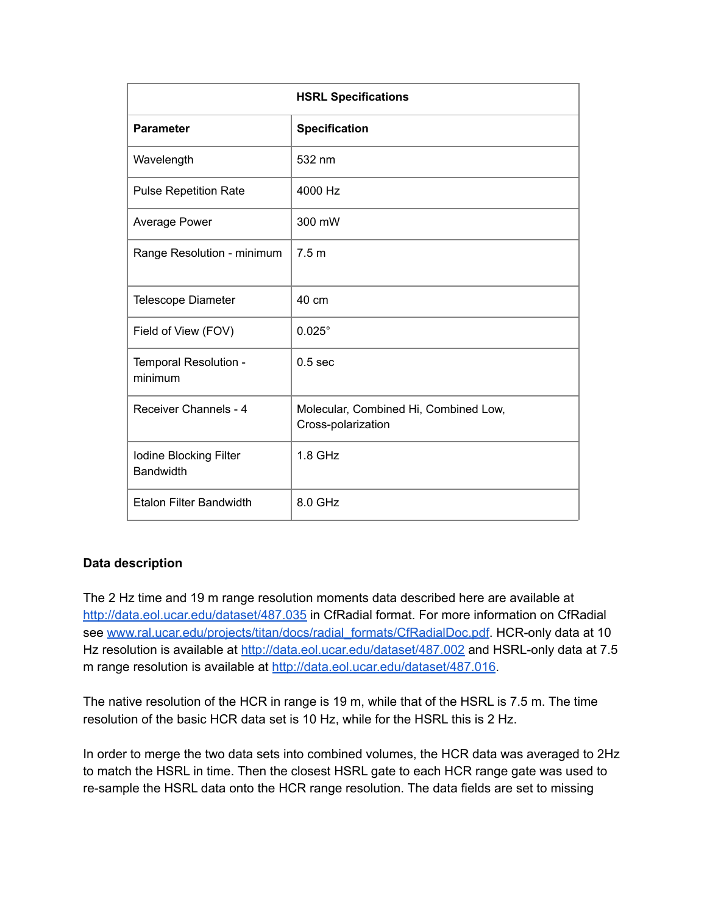| HSRL Specifications | |
|---|---|
| **Parameter** | **Specification** |
| Wavelength | 532 nm |
| Pulse Repetition Rate | 4000 Hz |
| Average Power | 300 mW |
| Range Resolution - minimum | 7.5 m |
| Telescope Diameter | 40 cm |
| Field of View (FOV) | 0.025° |
| Temporal Resolution - minimum | 0.5 sec |
| Receiver Channels - 4 | Molecular, Combined Hi, Combined Low, Cross-polarization |
| Iodine Blocking Filter Bandwidth | 1.8 GHz |
| Etalon Filter Bandwidth | 8.0 GHz |

**Data description**

The 2 Hz time and 19 m range resolution moments data described here are available at http://data.eol.ucar.edu/dataset/487.035 in CfRadial format. For more information on CfRadial see www.ral.ucar.edu/projects/titan/docs/radial_formats/CfRadialDoc.pdf. HCR-only data at 10 Hz resolution is available at http://data.eol.ucar.edu/dataset/487.002 and HSRL-only data at 7.5 m range resolution is available at http://data.eol.ucar.edu/dataset/487.016.

The native resolution of the HCR in range is 19 m, while that of the HSRL is 7.5 m. The time resolution of the basic HCR data set is 10 Hz, while for the HSRL this is 2 Hz.

In order to merge the two data sets into combined volumes, the HCR data was averaged to 2Hz to match the HSRL in time. Then the closest HSRL gate to each HCR range gate was used to re-sample the HSRL data onto the HCR range resolution. The data fields are set to missing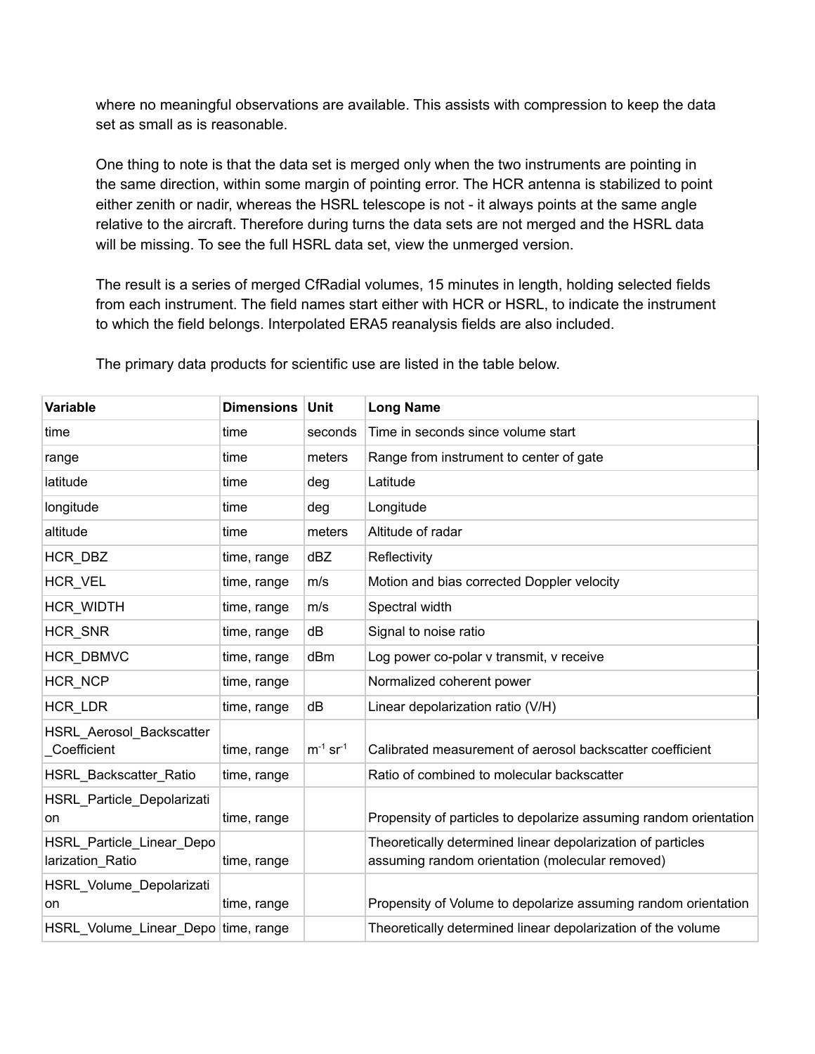where no meaningful observations are available. This assists with compression to keep the data set as small as is reasonable.

One thing to note is that the data set is merged only when the two instruments are pointing in the same direction, within some margin of pointing error. The HCR antenna is stabilized to point either zenith or nadir, whereas the HSRL telescope is not - it always points at the same angle relative to the aircraft. Therefore during turns the data sets are not merged and the HSRL data will be missing. To see the full HSRL data set, view the unmerged version.

The result is a series of merged CfRadial volumes, 15 minutes in length, holding selected fields from each instrument. The field names start either with HCR or HSRL, to indicate the instrument to which the field belongs. Interpolated ERA5 reanalysis fields are also included.

The primary data products for scientific use are listed in the table below.

| Variable | Dimensions | Unit | Long Name |
|---|---|---|---|
| time | time | seconds | Time in seconds since volume start |
| range | time | meters | Range from instrument to center of gate |
| latitude | time | deg | Latitude |
| longitude | time | deg | Longitude |
| altitude | time | meters | Altitude of radar |
| HCR_DBZ | time, range | dBZ | Reflectivity |
| HCR_VEL | time, range | m/s | Motion and bias corrected Doppler velocity |
| HCR_WIDTH | time, range | m/s | Spectral width |
| HCR_SNR | time, range | dB | Signal to noise ratio |
| HCR_DBMVC | time, range | dBm | Log power co-polar v transmit, v receive |
| HCR_NCP | time, range | | Normalized coherent power |
| HCR_LDR | time, range | dB | Linear depolarization ratio (V/H) |
| HSRL_Aerosol_Backscatter_Coefficient | time, range | $m^{-1}$ $sr^{-1}$ | Calibrated measurement of aerosol backscatter coefficient |
| HSRL_Backscatter_Ratio | time, range | | Ratio of combined to molecular backscatter |
| HSRL_Particle_Depolarization | time, range | | Propensity of particles to depolarize assuming random orientation |
| HSRL_Particle_Linear_Depolarization_Ratio | time, range | | Theoretically determined linear depolarization of particles assuming random orientation (molecular removed) |
| HSRL_Volume_Depolarization | time, range | | Propensity of Volume to depolarize assuming random orientation |
| HSRL_Volume_Linear_Depo | time, range | | Theoretically determined linear depolarization of the volume |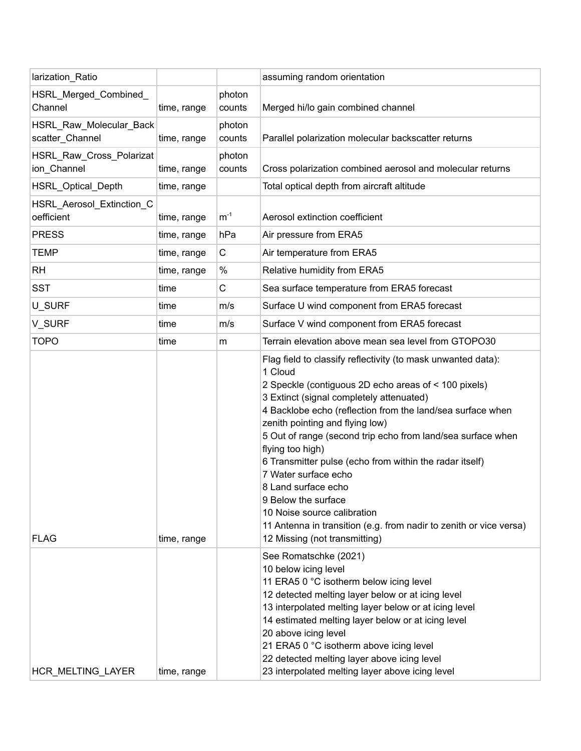| larization_Ratio | | | assuming random orientation |
|---|---|---|---|
| HSRL_Merged_Combined_Channel | time, range | photon counts | Merged hi/lo gain combined channel |
| HSRL_Raw_Molecular_Backscatter_Channel | time, range | photon counts | Parallel polarization molecular backscatter returns |
| HSRL_Raw_Cross_Polarization_Channel | time, range | photon counts | Cross polarization combined aerosol and molecular returns |
| HSRL_Optical_Depth | time, range | | Total optical depth from aircraft altitude |
| HSRL_Aerosol_Extinction_Coefficient | time, range | $m^{-1}$ | Aerosol extinction coefficient |
| PRESS | time, range | hPa | Air pressure from ERA5 |
| TEMP | time, range | C | Air temperature from ERA5 |
| RH | time, range | % | Relative humidity from ERA5 |
| SST | time | C | Sea surface temperature from ERA5 forecast |
| U_SURF | time | m/s | Surface U wind component from ERA5 forecast |
| V_SURF | time | m/s | Surface V wind component from ERA5 forecast |
| TOPO | time | m | Terrain elevation above mean sea level from GTOPO30 |
| FLAG | time, range | | Flag field to classify reflectivity (to mask unwanted data):<br>1 Cloud<br>2 Speckle (contiguous 2D echo areas of < 100 pixels)<br>3 Extinct (signal completely attenuated)<br>4 Backlobe echo (reflection from the land/sea surface when zenith pointing and flying low)<br>5 Out of range (second trip echo from land/sea surface when flying too high)<br>6 Transmitter pulse (echo from within the radar itself)<br>7 Water surface echo<br>8 Land surface echo<br>9 Below the surface<br>10 Noise source calibration<br>11 Antenna in transition (e.g. from nadir to zenith or vice versa)<br>12 Missing (not transmitting) |
| HCR_MELTING_LAYER | time, range | | See Romatschke (2021)<br>10 below icing level<br>11 ERA5 0 °C isotherm below icing level<br>12 detected melting layer below or at icing level<br>13 interpolated melting layer below or at icing level<br>14 estimated melting layer below or at icing level<br>20 above icing level<br>21 ERA5 0 °C isotherm above icing level<br>22 detected melting layer above icing level<br>23 interpolated melting layer above icing level |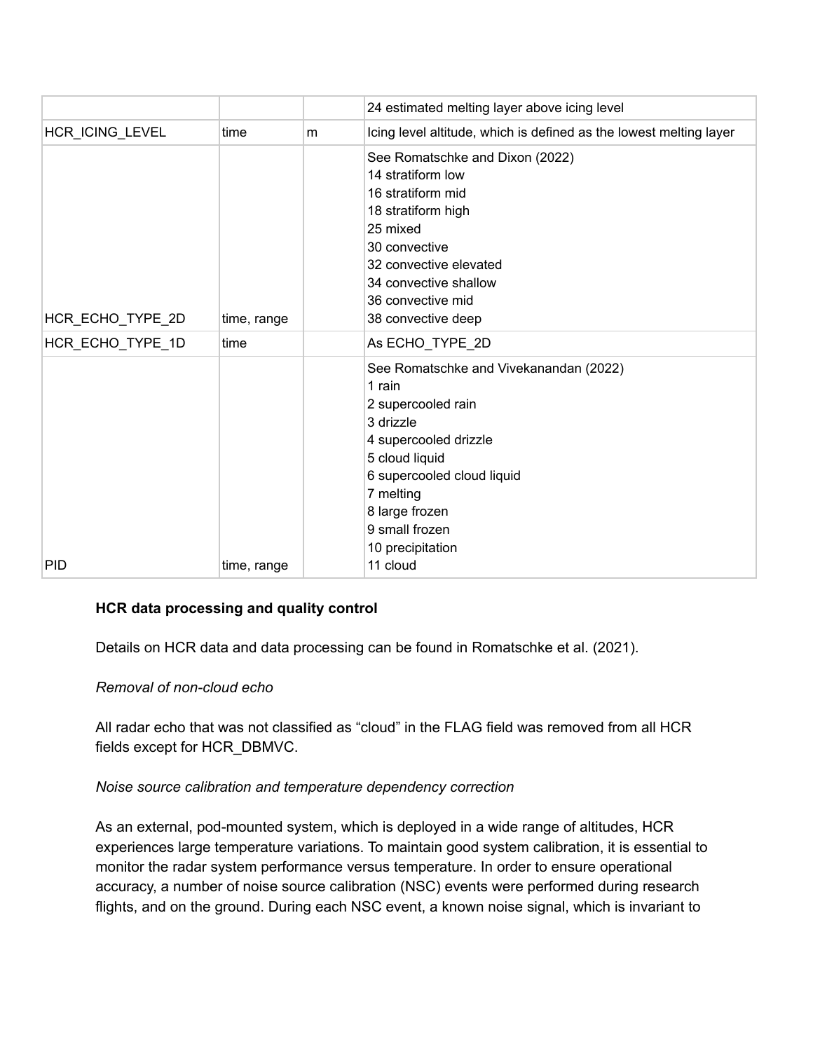| | | | |
|---|---|---|---|
| | | | 24 estimated melting layer above icing level |
| HCR_ICING_LEVEL | time | m | Icing level altitude, which is defined as the lowest melting layer |
| HCR_ECHO_TYPE_2D | time, range | | See Romatschke and Dixon (2022)<br>14 stratiform low<br>16 stratiform mid<br>18 stratiform high<br>25 mixed<br>30 convective<br>32 convective elevated<br>34 convective shallow<br>36 convective mid<br>38 convective deep |
| HCR_ECHO_TYPE_1D | time | | As ECHO_TYPE_2D |
| PID | time, range | | See Romatschke and Vivekanandan (2022)<br>1 rain<br>2 supercooled rain<br>3 drizzle<br>4 supercooled drizzle<br>5 cloud liquid<br>6 supercooled cloud liquid<br>7 melting<br>8 large frozen<br>9 small frozen<br>10 precipitation<br>11 cloud |

**HCR data processing and quality control**

Details on HCR data and data processing can be found in Romatschke et al. (2021).

*Removal of non-cloud echo*

All radar echo that was not classified as "cloud" in the FLAG field was removed from all HCR fields except for HCR_DBMVC.

*Noise source calibration and temperature dependency correction*

As an external, pod-mounted system, which is deployed in a wide range of altitudes, HCR experiences large temperature variations. To maintain good system calibration, it is essential to monitor the radar system performance versus temperature. In order to ensure operational accuracy, a number of noise source calibration (NSC) events were performed during research flights, and on the ground. During each NSC event, a known noise signal, which is invariant to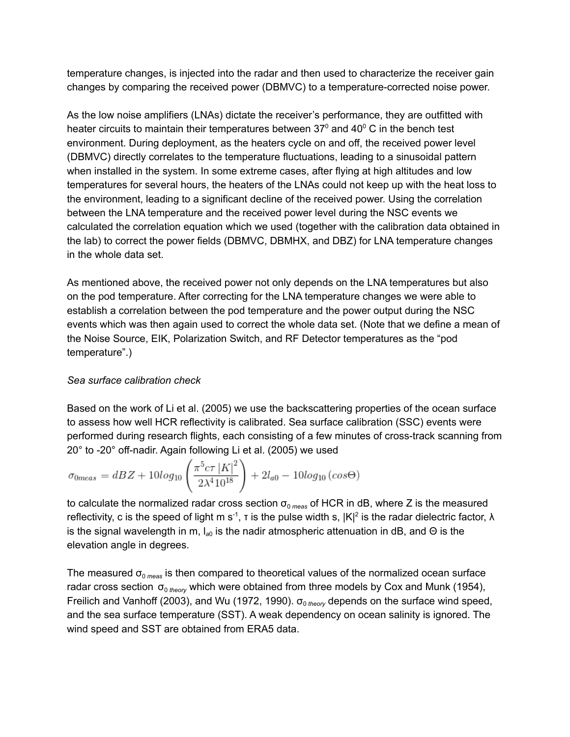temperature changes, is injected into the radar and then used to characterize the receiver gain changes by comparing the received power (DBMVC) to a temperature-corrected noise power.

As the low noise amplifiers (LNAs) dictate the receiver's performance, they are outfitted with heater circuits to maintain their temperatures between $37^0$ and $40^0$ C in the bench test environment. During deployment, as the heaters cycle on and off, the received power level (DBMVC) directly correlates to the temperature fluctuations, leading to a sinusoidal pattern when installed in the system. In some extreme cases, after flying at high altitudes and low temperatures for several hours, the heaters of the LNAs could not keep up with the heat loss to the environment, leading to a significant decline of the received power. Using the correlation between the LNA temperature and the received power level during the NSC events we calculated the correlation equation which we used (together with the calibration data obtained in the lab) to correct the power fields (DBMVC, DBMHX, and DBZ) for LNA temperature changes in the whole data set.

As mentioned above, the received power not only depends on the LNA temperatures but also on the pod temperature. After correcting for the LNA temperature changes we were able to establish a correlation between the pod temperature and the power output during the NSC events which was then again used to correct the whole data set. (Note that we define a mean of the Noise Source, EIK, Polarization Switch, and RF Detector temperatures as the "pod temperature".)

*Sea surface calibration check*

Based on the work of Li et al. (2005) we use the backscattering properties of the ocean surface to assess how well HCR reflectivity is calibrated. Sea surface calibration (SSC) events were performed during research flights, each consisting of a few minutes of cross-track scanning from 20° to -20° off-nadir. Again following Li et al. (2005) we used

$$\sigma_{0meas} = dBZ + 10log_{10}\left(\frac{\pi^5 c\tau\,|K|^2}{2\lambda^4 10^{18}}\right) + 2l_{a0} - 10log_{10}\left(cos\Theta\right)$$

to calculate the normalized radar cross section $\sigma_{0\,meas}$ of HCR in dB, where Z is the measured reflectivity, c is the speed of light m $s^{-1}$, τ is the pulse width s, $|K|^2$ is the radar dielectric factor, λ is the signal wavelength in m, $l_{a0}$ is the nadir atmospheric attenuation in dB, and Θ is the elevation angle in degrees.

The measured $\sigma_{0\,meas}$ is then compared to theoretical values of the normalized ocean surface radar cross section $\sigma_{0\,theory}$ which were obtained from three models by Cox and Munk (1954), Freilich and Vanhoff (2003), and Wu (1972, 1990). $\sigma_{0\,theory}$ depends on the surface wind speed, and the sea surface temperature (SST). A weak dependency on ocean salinity is ignored. The wind speed and SST are obtained from ERA5 data.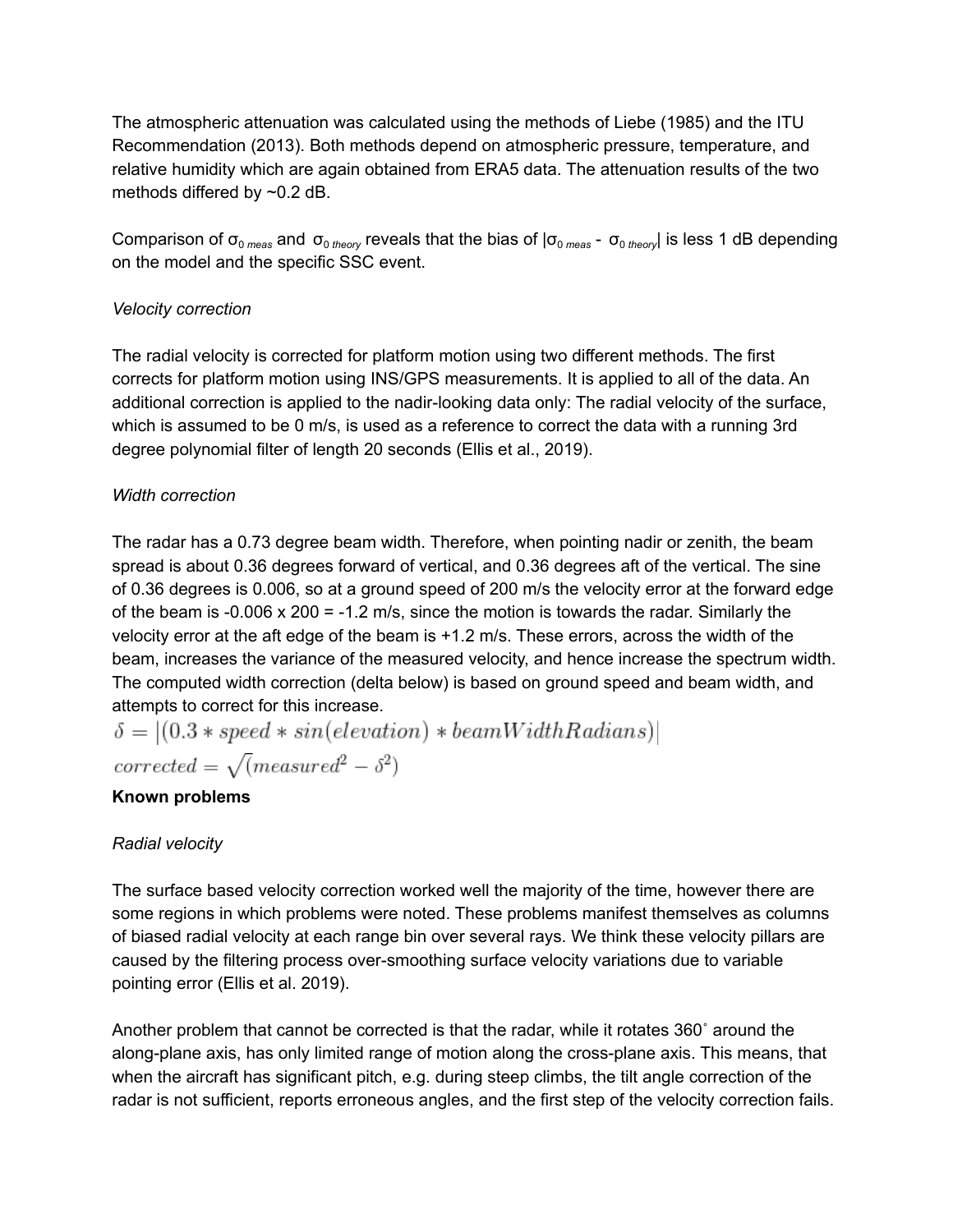The atmospheric attenuation was calculated using the methods of Liebe (1985) and the ITU Recommendation (2013). Both methods depend on atmospheric pressure, temperature, and relative humidity which are again obtained from ERA5 data. The attenuation results of the two methods differed by ~0.2 dB.

Comparison of $\sigma_{0\ meas}$ and $\sigma_{0\ theory}$ reveals that the bias of $|\sigma_{0\ meas} - \sigma_{0\ theory}|$ is less 1 dB depending on the model and the specific SSC event.

*Velocity correction*

The radial velocity is corrected for platform motion using two different methods. The first corrects for platform motion using INS/GPS measurements. It is applied to all of the data. An additional correction is applied to the nadir-looking data only: The radial velocity of the surface, which is assumed to be 0 m/s, is used as a reference to correct the data with a running 3rd degree polynomial filter of length 20 seconds (Ellis et al., 2019).

*Width correction*

The radar has a 0.73 degree beam width. Therefore, when pointing nadir or zenith, the beam spread is about 0.36 degrees forward of vertical, and 0.36 degrees aft of the vertical. The sine of 0.36 degrees is 0.006, so at a ground speed of 200 m/s the velocity error at the forward edge of the beam is -0.006 x 200 = -1.2 m/s, since the motion is towards the radar. Similarly the velocity error at the aft edge of the beam is +1.2 m/s. These errors, across the width of the beam, increases the variance of the measured velocity, and hence increase the spectrum width. The computed width correction (delta below) is based on ground speed and beam width, and attempts to correct for this increase.

$$\delta = |(0.3 * speed * \sin(elevation) * beamWidthRadians)|$$

$$corrected = \sqrt{(measured^2 - \delta^2)}$$

**Known problems**

*Radial velocity*

The surface based velocity correction worked well the majority of the time, however there are some regions in which problems were noted. These problems manifest themselves as columns of biased radial velocity at each range bin over several rays. We think these velocity pillars are caused by the filtering process over-smoothing surface velocity variations due to variable pointing error (Ellis et al. 2019).

Another problem that cannot be corrected is that the radar, while it rotates 360˚ around the along-plane axis, has only limited range of motion along the cross-plane axis. This means, that when the aircraft has significant pitch, e.g. during steep climbs, the tilt angle correction of the radar is not sufficient, reports erroneous angles, and the first step of the velocity correction fails.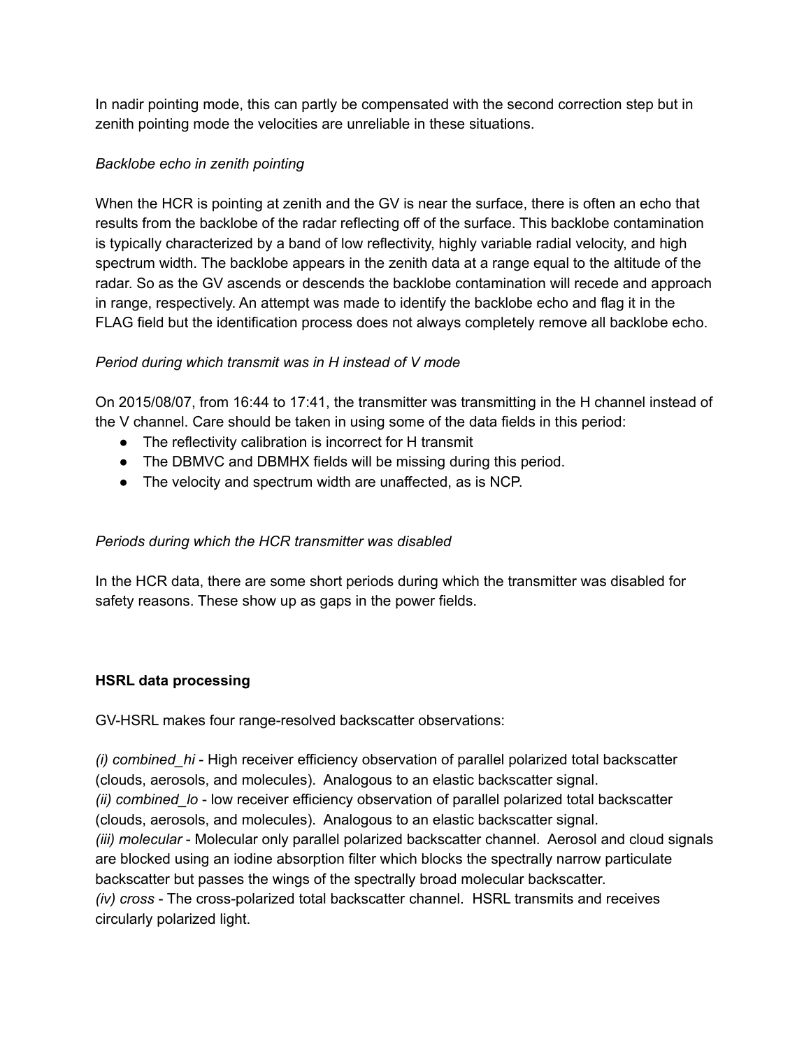In nadir pointing mode, this can partly be compensated with the second correction step but in zenith pointing mode the velocities are unreliable in these situations.

*Backlobe echo in zenith pointing*

When the HCR is pointing at zenith and the GV is near the surface, there is often an echo that results from the backlobe of the radar reflecting off of the surface. This backlobe contamination is typically characterized by a band of low reflectivity, highly variable radial velocity, and high spectrum width. The backlobe appears in the zenith data at a range equal to the altitude of the radar. So as the GV ascends or descends the backlobe contamination will recede and approach in range, respectively. An attempt was made to identify the backlobe echo and flag it in the FLAG field but the identification process does not always completely remove all backlobe echo.

*Period during which transmit was in H instead of V mode*

On 2015/08/07, from 16:44 to 17:41, the transmitter was transmitting in the H channel instead of the V channel. Care should be taken in using some of the data fields in this period:

- The reflectivity calibration is incorrect for H transmit
- The DBMVC and DBMHX fields will be missing during this period.
- The velocity and spectrum width are unaffected, as is NCP.

*Periods during which the HCR transmitter was disabled*

In the HCR data, there are some short periods during which the transmitter was disabled for safety reasons. These show up as gaps in the power fields.

**HSRL data processing**

GV-HSRL makes four range-resolved backscatter observations:

*(i) combined_hi* - High receiver efficiency observation of parallel polarized total backscatter (clouds, aerosols, and molecules). Analogous to an elastic backscatter signal.
*(ii) combined_lo* - low receiver efficiency observation of parallel polarized total backscatter (clouds, aerosols, and molecules). Analogous to an elastic backscatter signal.
*(iii) molecular* - Molecular only parallel polarized backscatter channel. Aerosol and cloud signals are blocked using an iodine absorption filter which blocks the spectrally narrow particulate backscatter but passes the wings of the spectrally broad molecular backscatter.
*(iv) cross* - The cross-polarized total backscatter channel. HSRL transmits and receives circularly polarized light.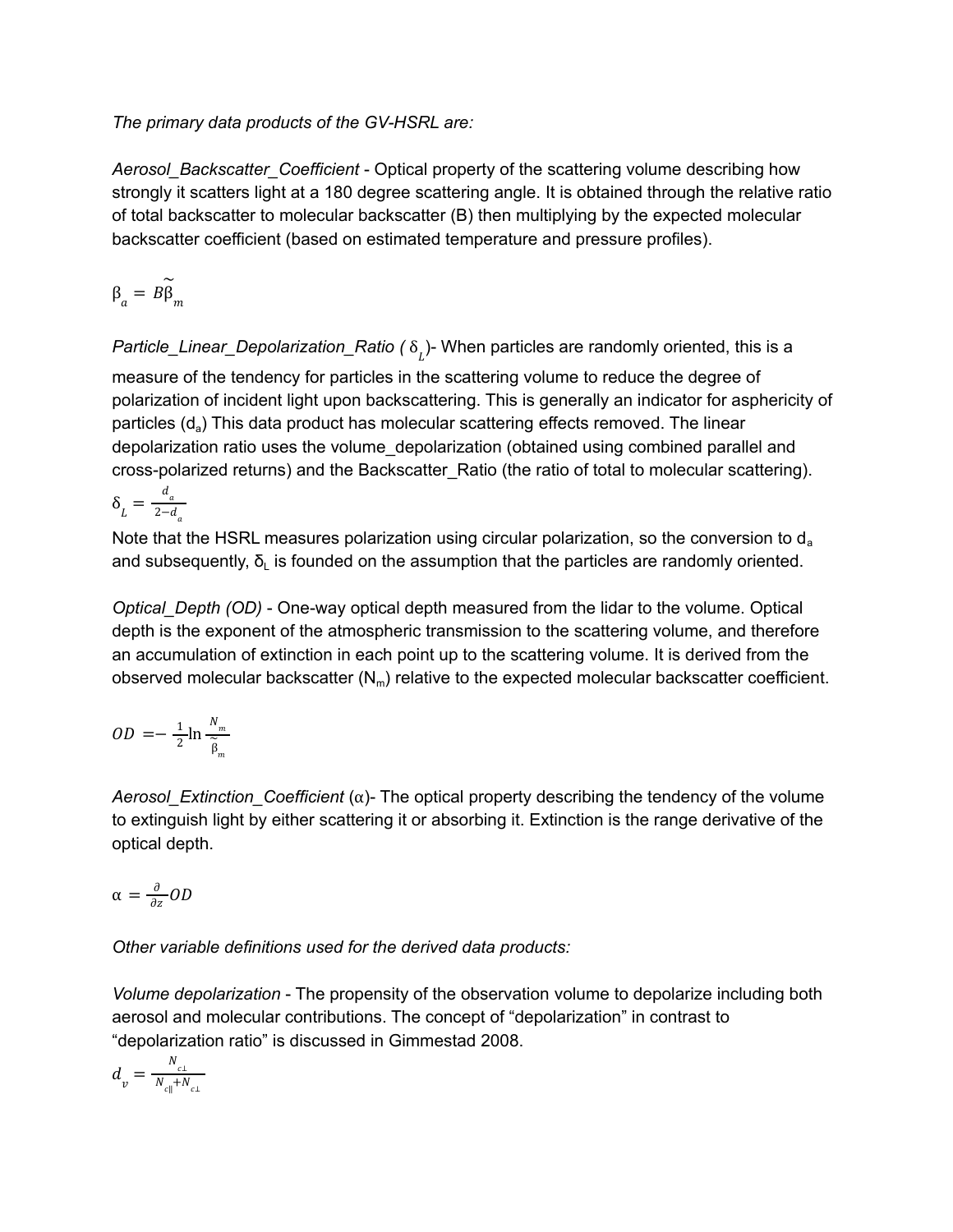*The primary data products of the GV-HSRL are:*

*Aerosol_Backscatter_Coefficient* - Optical property of the scattering volume describing how strongly it scatters light at a 180 degree scattering angle. It is obtained through the relative ratio of total backscatter to molecular backscatter (B) then multiplying by the expected molecular backscatter coefficient (based on estimated temperature and pressure profiles).

$$\beta_a = B\tilde{\beta}_m$$

*Particle_Linear_Depolarization_Ratio (* $\delta_L$)- When particles are randomly oriented, this is a measure of the tendency for particles in the scattering volume to reduce the degree of polarization of incident light upon backscattering. This is generally an indicator for asphericity of particles ($d_a$) This data product has molecular scattering effects removed. The linear depolarization ratio uses the volume_depolarization (obtained using combined parallel and cross-polarized returns) and the Backscatter_Ratio (the ratio of total to molecular scattering).

$$\delta_L = \frac{d_a}{2 - d_a}$$

Note that the HSRL measures polarization using circular polarization, so the conversion to $d_a$ and subsequently, $\delta_L$ is founded on the assumption that the particles are randomly oriented.

*Optical_Depth (OD)* - One-way optical depth measured from the lidar to the volume. Optical depth is the exponent of the atmospheric transmission to the scattering volume, and therefore an accumulation of extinction in each point up to the scattering volume. It is derived from the observed molecular backscatter ($N_m$) relative to the expected molecular backscatter coefficient.

$$OD = -\frac{1}{2}\ln\frac{N_m}{\tilde{\beta}_m}$$

*Aerosol_Extinction_Coefficient* ($\alpha$)- The optical property describing the tendency of the volume to extinguish light by either scattering it or absorbing it. Extinction is the range derivative of the optical depth.

$$\alpha = \frac{\partial}{\partial z}OD$$

*Other variable definitions used for the derived data products:*

*Volume depolarization* - The propensity of the observation volume to depolarize including both aerosol and molecular contributions. The concept of "depolarization" in contrast to "depolarization ratio" is discussed in Gimmestad 2008.

$$d_v = \frac{N_{c\perp}}{N_{c\parallel} + N_{c\perp}}$$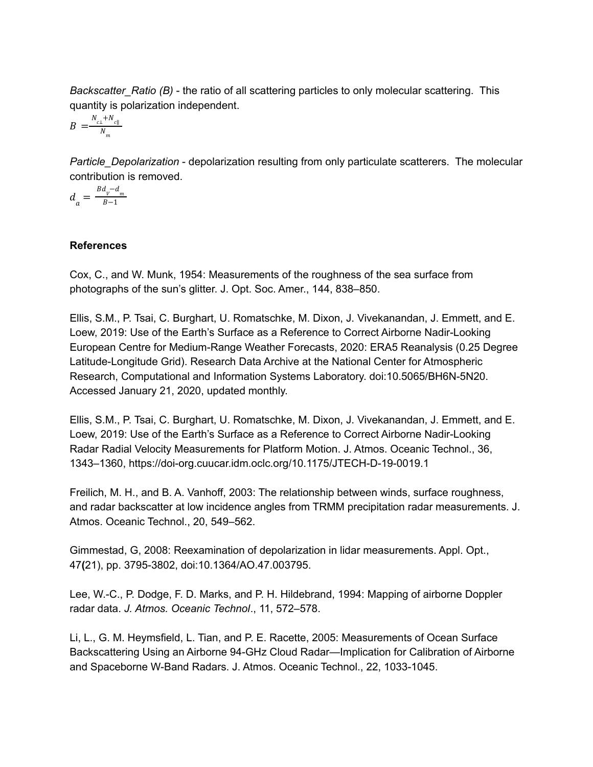*Backscatter_Ratio (B)* - the ratio of all scattering particles to only molecular scattering. This quantity is polarization independent.

$$B = \frac{N_{c\perp} + N_{c\parallel}}{N_m}$$

*Particle_Depolarization* - depolarization resulting from only particulate scatterers. The molecular contribution is removed.

$$d_a = \frac{Bd_V - d_m}{B - 1}$$

**References**

Cox, C., and W. Munk, 1954: Measurements of the roughness of the sea surface from photographs of the sun's glitter. J. Opt. Soc. Amer., 144, 838–850.

Ellis, S.M., P. Tsai, C. Burghart, U. Romatschke, M. Dixon, J. Vivekanandan, J. Emmett, and E. Loew, 2019: Use of the Earth's Surface as a Reference to Correct Airborne Nadir-Looking European Centre for Medium-Range Weather Forecasts, 2020: ERA5 Reanalysis (0.25 Degree Latitude-Longitude Grid). Research Data Archive at the National Center for Atmospheric Research, Computational and Information Systems Laboratory. doi:10.5065/BH6N-5N20. Accessed January 21, 2020, updated monthly.

Ellis, S.M., P. Tsai, C. Burghart, U. Romatschke, M. Dixon, J. Vivekanandan, J. Emmett, and E. Loew, 2019: Use of the Earth's Surface as a Reference to Correct Airborne Nadir-Looking Radar Radial Velocity Measurements for Platform Motion. J. Atmos. Oceanic Technol., 36, 1343–1360, https://doi-org.cuucar.idm.oclc.org/10.1175/JTECH-D-19-0019.1

Freilich, M. H., and B. A. Vanhoff, 2003: The relationship between winds, surface roughness, and radar backscatter at low incidence angles from TRMM precipitation radar measurements. J. Atmos. Oceanic Technol., 20, 549–562.

Gimmestad, G, 2008: Reexamination of depolarization in lidar measurements. Appl. Opt., 47**(**21), pp. 3795-3802, doi:10.1364/AO.47.003795.

Lee, W.-C., P. Dodge, F. D. Marks, and P. H. Hildebrand, 1994: Mapping of airborne Doppler radar data. *J. Atmos. Oceanic Technol*., 11, 572–578.

Li, L., G. M. Heymsfield, L. Tian, and P. E. Racette, 2005: Measurements of Ocean Surface Backscattering Using an Airborne 94-GHz Cloud Radar—Implication for Calibration of Airborne and Spaceborne W-Band Radars. J. Atmos. Oceanic Technol., 22, 1033-1045.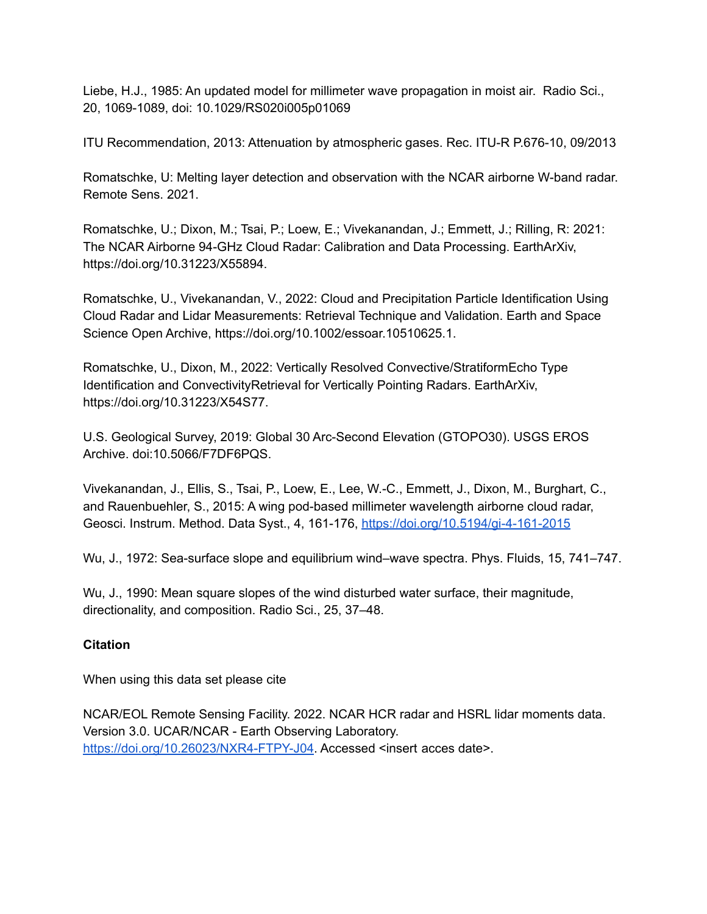Liebe, H.J., 1985: An updated model for millimeter wave propagation in moist air. Radio Sci., 20, 1069-1089, doi: 10.1029/RS020i005p01069

ITU Recommendation, 2013: Attenuation by atmospheric gases. Rec. ITU-R P.676-10, 09/2013

Romatschke, U: Melting layer detection and observation with the NCAR airborne W-band radar. Remote Sens. 2021.

Romatschke, U.; Dixon, M.; Tsai, P.; Loew, E.; Vivekanandan, J.; Emmett, J.; Rilling, R: 2021: The NCAR Airborne 94-GHz Cloud Radar: Calibration and Data Processing. EarthArXiv, https://doi.org/10.31223/X55894.

Romatschke, U., Vivekanandan, V., 2022: Cloud and Precipitation Particle Identification Using Cloud Radar and Lidar Measurements: Retrieval Technique and Validation. Earth and Space Science Open Archive, https://doi.org/10.1002/essoar.10510625.1.

Romatschke, U., Dixon, M., 2022: Vertically Resolved Convective/StratiformEcho Type Identification and ConvectivityRetrieval for Vertically Pointing Radars. EarthArXiv, https://doi.org/10.31223/X54S77.

U.S. Geological Survey, 2019: Global 30 Arc-Second Elevation (GTOPO30). USGS EROS Archive. doi:10.5066/F7DF6PQS.

Vivekanandan, J., Ellis, S., Tsai, P., Loew, E., Lee, W.-C., Emmett, J., Dixon, M., Burghart, C., and Rauenbuehler, S., 2015: A wing pod-based millimeter wavelength airborne cloud radar, Geosci. Instrum. Method. Data Syst., 4, 161-176, [https://doi.org/10.5194/gi-4-161-2015](https://doi.org/10.5194/gi-4-161-2015)

Wu, J., 1972: Sea-surface slope and equilibrium wind–wave spectra. Phys. Fluids, 15, 741–747.

Wu, J., 1990: Mean square slopes of the wind disturbed water surface, their magnitude, directionality, and composition. Radio Sci., 25, 37–48.

**Citation**

When using this data set please cite

NCAR/EOL Remote Sensing Facility. 2022. NCAR HCR radar and HSRL lidar moments data. Version 3.0. UCAR/NCAR - Earth Observing Laboratory. [https://doi.org/10.26023/NXR4-FTPY-J04](https://doi.org/10.26023/NXR4-FTPY-J04). Accessed <insert acces date>.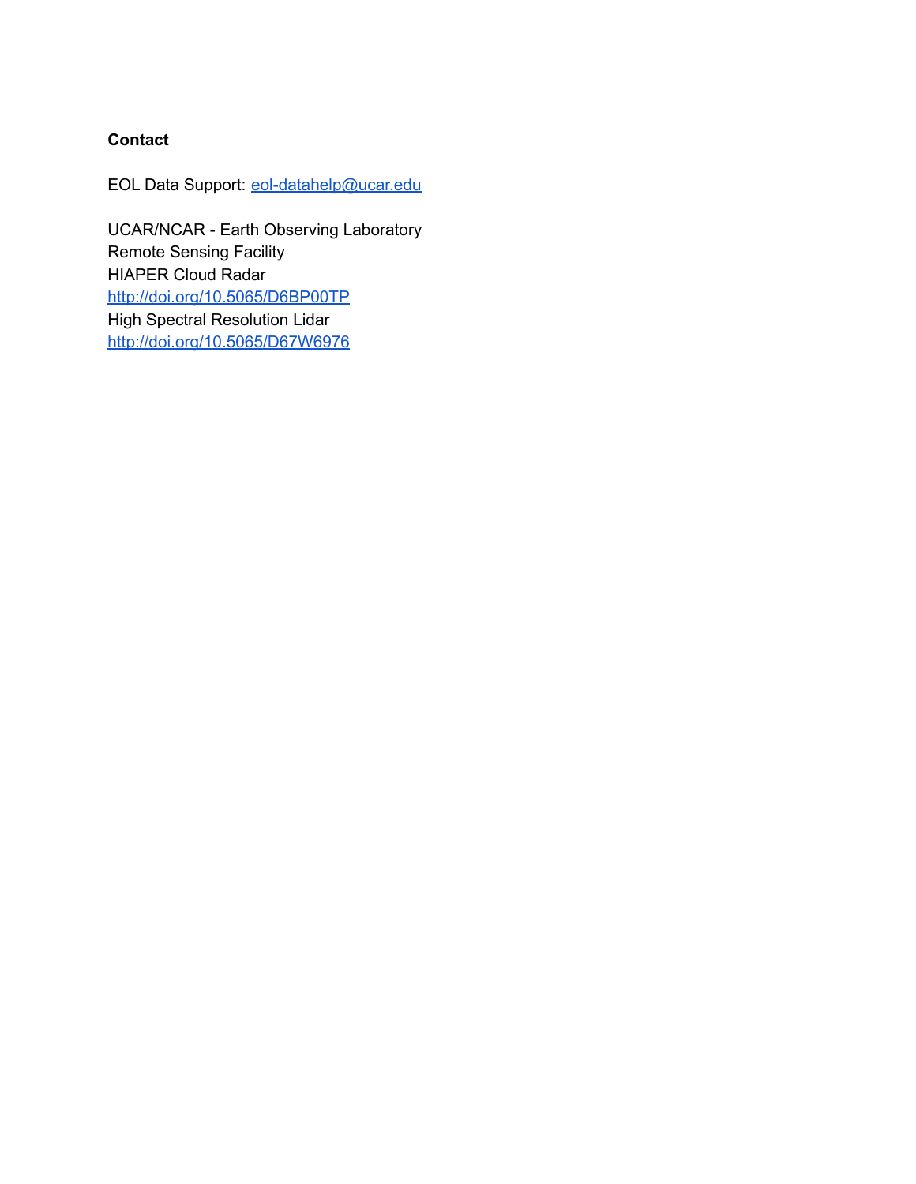**Contact**

EOL Data Support: eol-datahelp@ucar.edu

UCAR/NCAR - Earth Observing Laboratory
Remote Sensing Facility
HIAPER Cloud Radar
http://doi.org/10.5065/D6BP00TP
High Spectral Resolution Lidar
http://doi.org/10.5065/D67W6976